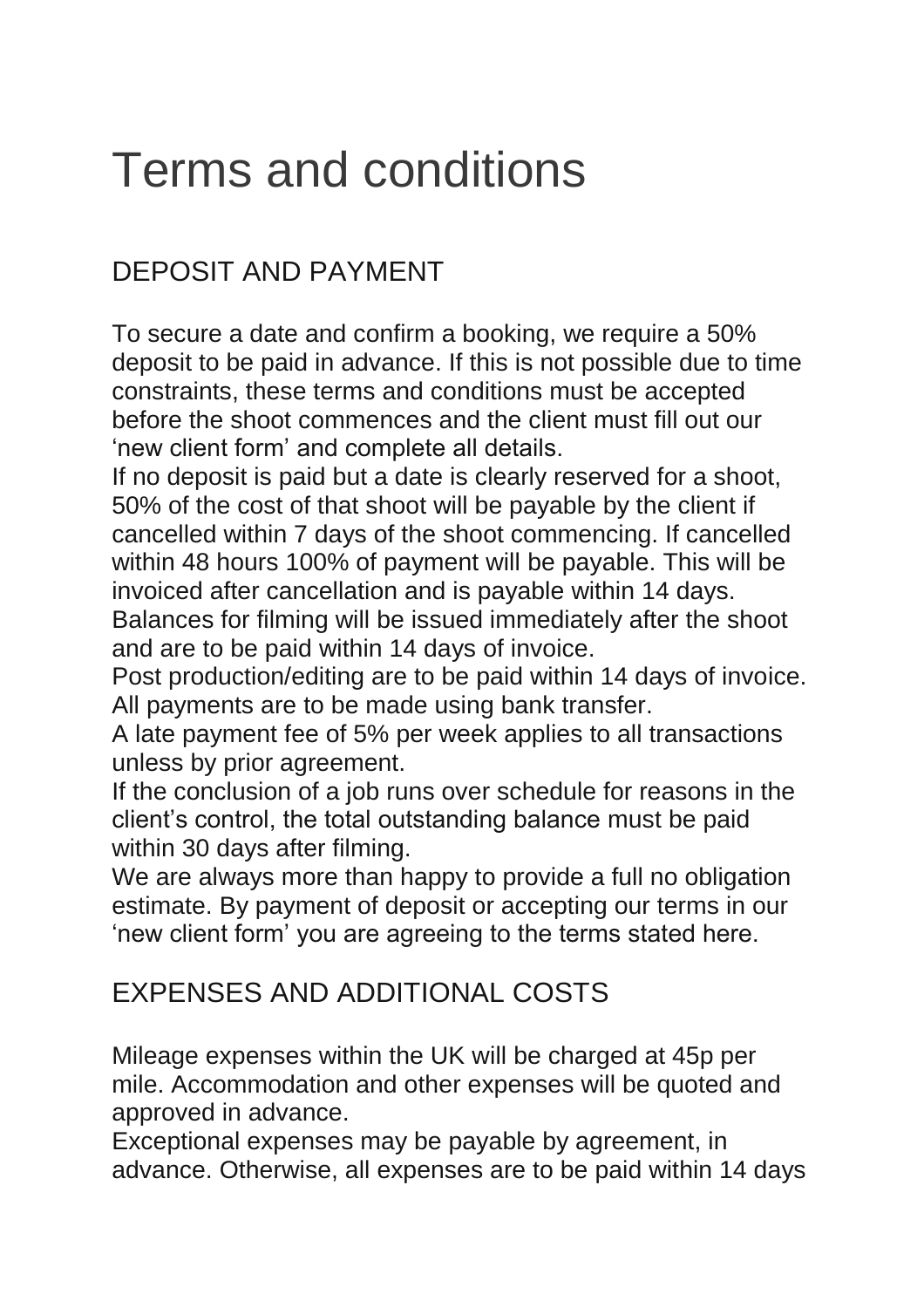# Terms and conditions

## DEPOSIT AND PAYMENT

To secure a date and confirm a booking, we require a 50% deposit to be paid in advance. If this is not possible due to time constraints, these terms and conditions must be accepted before the shoot commences and the client must fill out our 'new client form' and complete all details.

If no deposit is paid but a date is clearly reserved for a shoot, 50% of the cost of that shoot will be payable by the client if cancelled within 7 days of the shoot commencing. If cancelled within 48 hours 100% of payment will be payable. This will be invoiced after cancellation and is payable within 14 days.

Balances for filming will be issued immediately after the shoot and are to be paid within 14 days of invoice.

Post production/editing are to be paid within 14 days of invoice.

All payments are to be made using bank transfer.

A late payment fee of 5% per week applies to all transactions unless by prior agreement.

If the conclusion of a job runs over schedule for reasons in the client's control, the total outstanding balance must be paid within 30 days after filming.

We are always more than happy to provide a full no obligation estimate. By payment of deposit or accepting our terms in our 'new client form' you are agreeing to the terms stated here.

## EXPENSES AND ADDITIONAL COSTS

Mileage expenses within the UK will be charged at 45p per mile. Accommodation and other expenses will be quoted and approved in advance.

Exceptional expenses may be payable by agreement, in advance. Otherwise, all expenses are to be paid within 14 days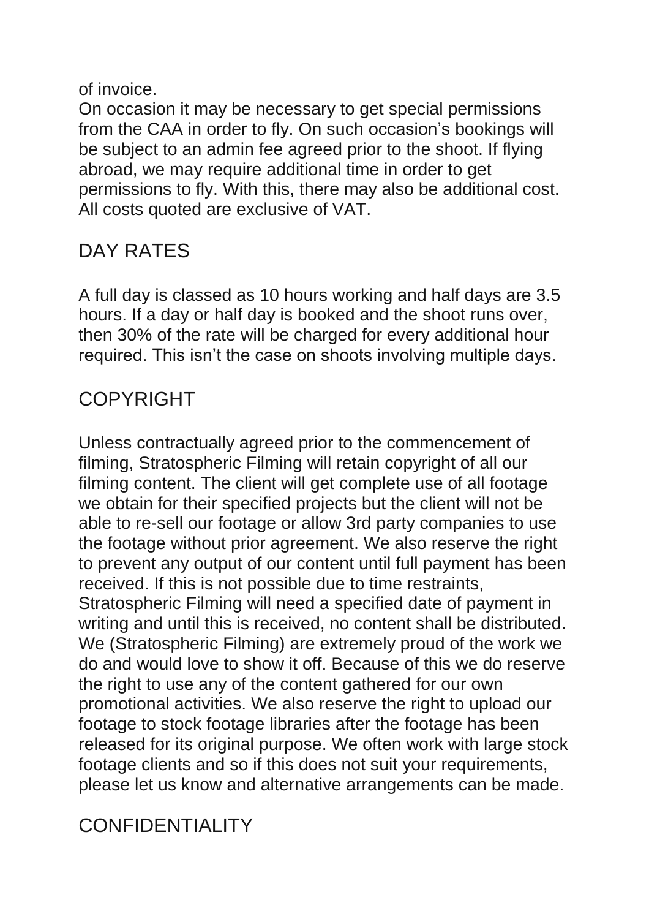of invoice.
On occasion it may be necessary to get special permissions from the CAA in order to fly. On such occasion's bookings will be subject to an admin fee agreed prior to the shoot. If flying abroad, we may require additional time in order to get permissions to fly. With this, there may also be additional cost. All costs quoted are exclusive of VAT.

## DAY RATES

A full day is classed as 10 hours working and half days are 3.5 hours. If a day or half day is booked and the shoot runs over, then 30% of the rate will be charged for every additional hour required. This isn't the case on shoots involving multiple days.

## COPYRIGHT

Unless contractually agreed prior to the commencement of filming, Stratospheric Filming will retain copyright of all our filming content. The client will get complete use of all footage we obtain for their specified projects but the client will not be able to re-sell our footage or allow 3rd party companies to use the footage without prior agreement. We also reserve the right to prevent any output of our content until full payment has been received. If this is not possible due to time restraints, Stratospheric Filming will need a specified date of payment in writing and until this is received, no content shall be distributed. We (Stratospheric Filming) are extremely proud of the work we do and would love to show it off. Because of this we do reserve the right to use any of the content gathered for our own promotional activities. We also reserve the right to upload our footage to stock footage libraries after the footage has been released for its original purpose. We often work with large stock footage clients and so if this does not suit your requirements, please let us know and alternative arrangements can be made.

## CONFIDENTIALITY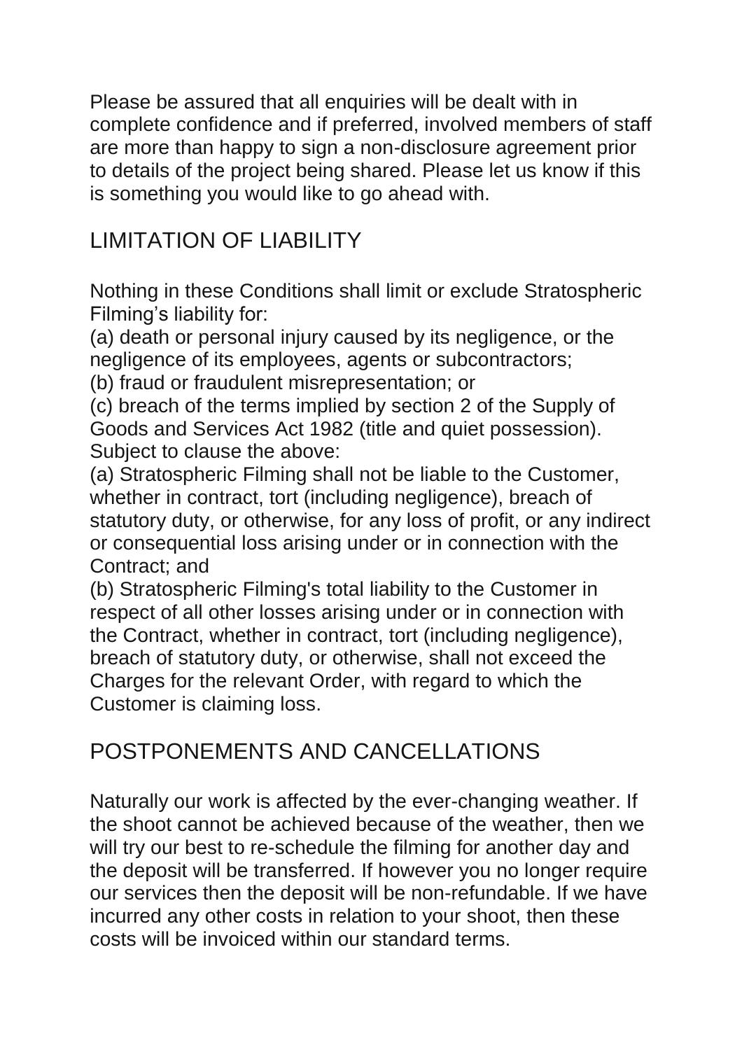Please be assured that all enquiries will be dealt with in complete confidence and if preferred, involved members of staff are more than happy to sign a non-disclosure agreement prior to details of the project being shared. Please let us know if this is something you would like to go ahead with.

## LIMITATION OF LIABILITY

Nothing in these Conditions shall limit or exclude Stratospheric Filming's liability for:
(a) death or personal injury caused by its negligence, or the negligence of its employees, agents or subcontractors;
(b) fraud or fraudulent misrepresentation; or
(c) breach of the terms implied by section 2 of the Supply of Goods and Services Act 1982 (title and quiet possession).
Subject to clause the above:
(a) Stratospheric Filming shall not be liable to the Customer, whether in contract, tort (including negligence), breach of statutory duty, or otherwise, for any loss of profit, or any indirect or consequential loss arising under or in connection with the Contract; and
(b) Stratospheric Filming's total liability to the Customer in respect of all other losses arising under or in connection with the Contract, whether in contract, tort (including negligence), breach of statutory duty, or otherwise, shall not exceed the Charges for the relevant Order, with regard to which the Customer is claiming loss.

## POSTPONEMENTS AND CANCELLATIONS

Naturally our work is affected by the ever-changing weather. If the shoot cannot be achieved because of the weather, then we will try our best to re-schedule the filming for another day and the deposit will be transferred. If however you no longer require our services then the deposit will be non-refundable. If we have incurred any other costs in relation to your shoot, then these costs will be invoiced within our standard terms.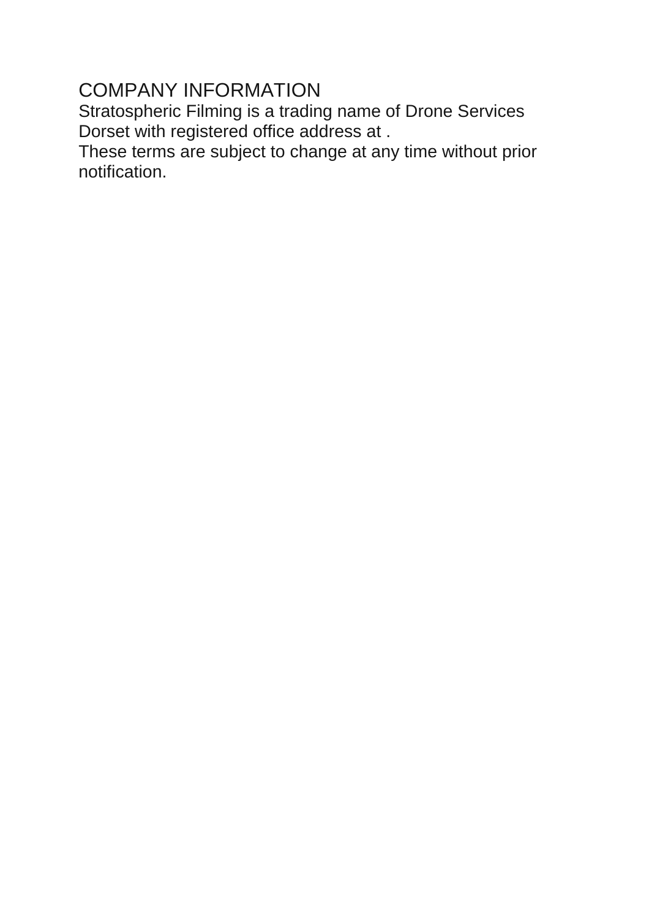## COMPANY INFORMATION

Stratospheric Filming is a trading name of Drone Services Dorset with registered office address at .

These terms are subject to change at any time without prior notification.